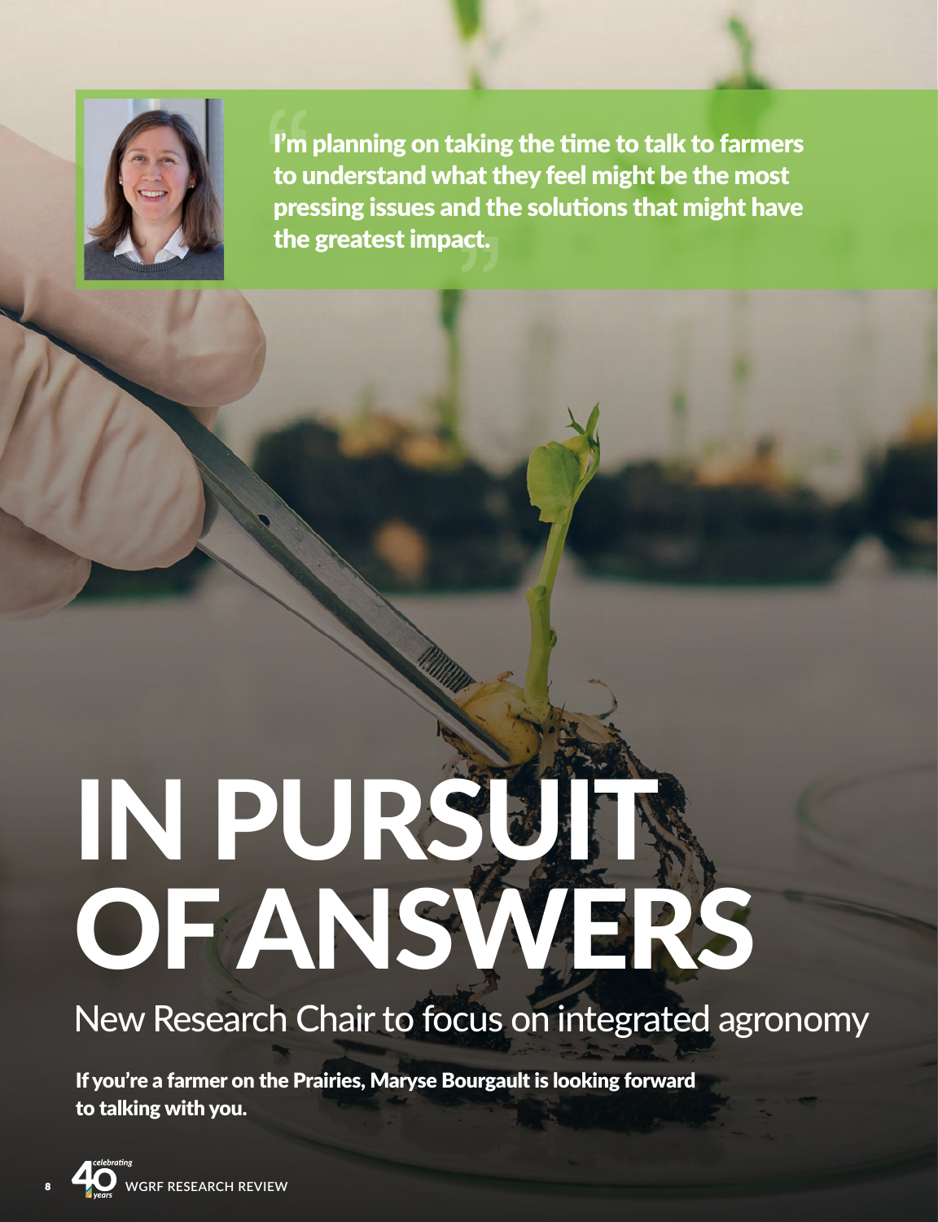> I'm planning on taking the time to talk to farmers to understand what they feel might be the most pressing issues and the solutions that might have the greatest impact.

# IN PURSUIT OF ANSWERS

## New Research Chair to focus on integrated agronomy

**If you're a farmer on the Prairies, Maryse Bourgault is looking forward to talking with you.**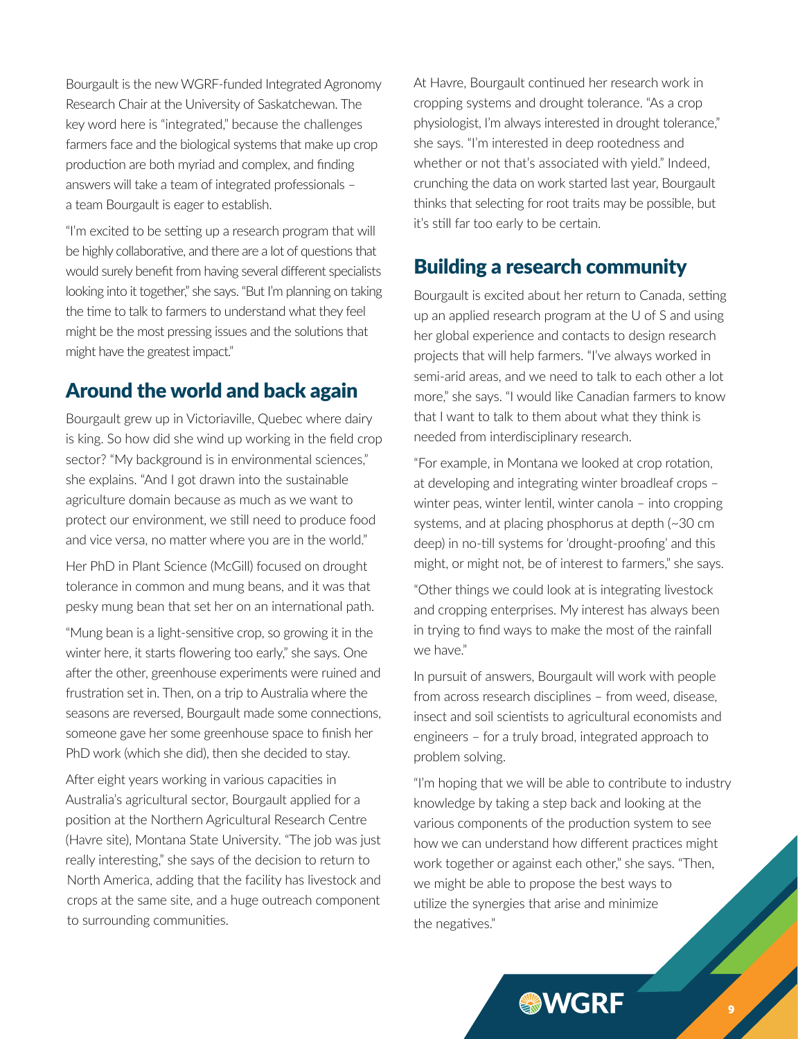Bourgault is the new WGRF-funded Integrated Agronomy Research Chair at the University of Saskatchewan. The key word here is "integrated," because the challenges farmers face and the biological systems that make up crop production are both myriad and complex, and finding answers will take a team of integrated professionals – a team Bourgault is eager to establish.

"I'm excited to be setting up a research program that will be highly collaborative, and there are a lot of questions that would surely benefit from having several different specialists looking into it together," she says. "But I'm planning on taking the time to talk to farmers to understand what they feel might be the most pressing issues and the solutions that might have the greatest impact."

## Around the world and back again

Bourgault grew up in Victoriaville, Quebec where dairy is king. So how did she wind up working in the field crop sector? "My background is in environmental sciences," she explains. "And I got drawn into the sustainable agriculture domain because as much as we want to protect our environment, we still need to produce food and vice versa, no matter where you are in the world."

Her PhD in Plant Science (McGill) focused on drought tolerance in common and mung beans, and it was that pesky mung bean that set her on an international path.

"Mung bean is a light-sensitive crop, so growing it in the winter here, it starts flowering too early," she says. One after the other, greenhouse experiments were ruined and frustration set in. Then, on a trip to Australia where the seasons are reversed, Bourgault made some connections, someone gave her some greenhouse space to finish her PhD work (which she did), then she decided to stay.

After eight years working in various capacities in Australia's agricultural sector, Bourgault applied for a position at the Northern Agricultural Research Centre (Havre site), Montana State University. "The job was just really interesting," she says of the decision to return to North America, adding that the facility has livestock and crops at the same site, and a huge outreach component to surrounding communities.

At Havre, Bourgault continued her research work in cropping systems and drought tolerance. "As a crop physiologist, I'm always interested in drought tolerance," she says. "I'm interested in deep rootedness and whether or not that's associated with yield." Indeed, crunching the data on work started last year, Bourgault thinks that selecting for root traits may be possible, but it's still far too early to be certain.

## Building a research community

Bourgault is excited about her return to Canada, setting up an applied research program at the U of S and using her global experience and contacts to design research projects that will help farmers. "I've always worked in semi-arid areas, and we need to talk to each other a lot more," she says. "I would like Canadian farmers to know that I want to talk to them about what they think is needed from interdisciplinary research.

"For example, in Montana we looked at crop rotation, at developing and integrating winter broadleaf crops – winter peas, winter lentil, winter canola – into cropping systems, and at placing phosphorus at depth (~30 cm deep) in no-till systems for 'drought-proofing' and this might, or might not, be of interest to farmers," she says.

"Other things we could look at is integrating livestock and cropping enterprises. My interest has always been in trying to find ways to make the most of the rainfall we have."

In pursuit of answers, Bourgault will work with people from across research disciplines – from weed, disease, insect and soil scientists to agricultural economists and engineers – for a truly broad, integrated approach to problem solving.

"I'm hoping that we will be able to contribute to industry knowledge by taking a step back and looking at the various components of the production system to see how we can understand how different practices might work together or against each other," she says. "Then, we might be able to propose the best ways to utilize the synergies that arise and minimize the negatives."